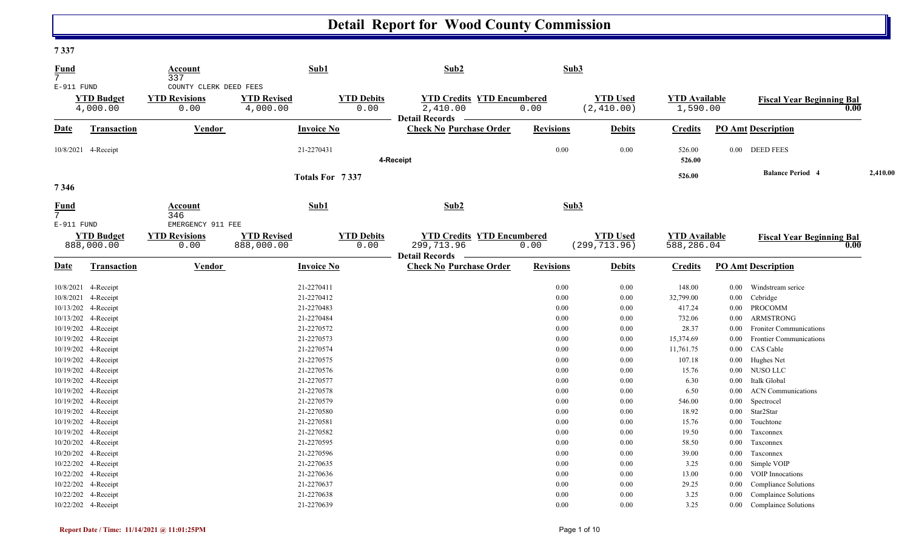# Detail Report for Wood County Commission

**7 337**

| Fund | Account | Sub1 | Sub2 | Sub3 |
|---|---|---|---|---|
| 7 | 337 | | | |
| E-911 FUND | COUNTY CLERK DEED FEES | | | |

| YTD Budget | YTD Revisions | YTD Revised | YTD Debits | YTD Credits | YTD Encumbered | YTD Used | YTD Available | Fiscal Year Beginning Bal |
|---|---|---|---|---|---|---|---|---|
| 4,000.00 | 0.00 | 4,000.00 | 0.00 | 2,410.00 | 0.00 | (2,410.00) | 1,590.00 | 0.00 |

**Detail Records**

| Date | Transaction | Vendor | Invoice No | Check No | Purchase Order | Revisions | Debits | Credits | PO Amt | Description |
|---|---|---|---|---|---|---|---|---|---|---|
| 10/8/2021 | 4-Receipt | | 21-2270431 | | | 0.00 | 0.00 | 526.00 | 0.00 | DEED FEES |
| | | | | 4-Receipt | | | | 526.00 | | |
| | | | Totals For 7 337 | | | | | 526.00 | | Balance Period 4 2,410.00 |

**7 346**

| Fund | Account | Sub1 | Sub2 | Sub3 |
|---|---|---|---|---|
| 7 | 346 | | | |
| E-911 FUND | EMERGENCY 911 FEE | | | |

| YTD Budget | YTD Revisions | YTD Revised | YTD Debits | YTD Credits | YTD Encumbered | YTD Used | YTD Available | Fiscal Year Beginning Bal |
|---|---|---|---|---|---|---|---|---|
| 888,000.00 | 0.00 | 888,000.00 | 0.00 | 299,713.96 | 0.00 | (299,713.96) | 588,286.04 | 0.00 |

**Detail Records**

| Date | Transaction | Vendor | Invoice No | Check No | Purchase Order | Revisions | Debits | Credits | PO Amt | Description |
|---|---|---|---|---|---|---|---|---|---|---|
| 10/8/2021 | 4-Receipt | | 21-2270411 | | | 0.00 | 0.00 | 148.00 | 0.00 | Windstream serice |
| 10/8/2021 | 4-Receipt | | 21-2270412 | | | 0.00 | 0.00 | 32,799.00 | 0.00 | Cebridge |
| 10/13/202 | 4-Receipt | | 21-2270483 | | | 0.00 | 0.00 | 417.24 | 0.00 | PROCOMM |
| 10/13/202 | 4-Receipt | | 21-2270484 | | | 0.00 | 0.00 | 732.06 | 0.00 | ARMSTRONG |
| 10/19/202 | 4-Receipt | | 21-2270572 | | | 0.00 | 0.00 | 28.37 | 0.00 | Froniter Communications |
| 10/19/202 | 4-Receipt | | 21-2270573 | | | 0.00 | 0.00 | 15,374.69 | 0.00 | Frontier Communications |
| 10/19/202 | 4-Receipt | | 21-2270574 | | | 0.00 | 0.00 | 11,761.75 | 0.00 | CAS Cable |
| 10/19/202 | 4-Receipt | | 21-2270575 | | | 0.00 | 0.00 | 107.18 | 0.00 | Hughes Net |
| 10/19/202 | 4-Receipt | | 21-2270576 | | | 0.00 | 0.00 | 15.76 | 0.00 | NUSO LLC |
| 10/19/202 | 4-Receipt | | 21-2270577 | | | 0.00 | 0.00 | 6.30 | 0.00 | Italk Global |
| 10/19/202 | 4-Receipt | | 21-2270578 | | | 0.00 | 0.00 | 6.50 | 0.00 | ACN Communications |
| 10/19/202 | 4-Receipt | | 21-2270579 | | | 0.00 | 0.00 | 546.00 | 0.00 | Spectrocel |
| 10/19/202 | 4-Receipt | | 21-2270580 | | | 0.00 | 0.00 | 18.92 | 0.00 | Star2Star |
| 10/19/202 | 4-Receipt | | 21-2270581 | | | 0.00 | 0.00 | 15.76 | 0.00 | Touchtone |
| 10/19/202 | 4-Receipt | | 21-2270582 | | | 0.00 | 0.00 | 19.50 | 0.00 | Taxconnex |
| 10/20/202 | 4-Receipt | | 21-2270595 | | | 0.00 | 0.00 | 58.50 | 0.00 | Taxconnex |
| 10/20/202 | 4-Receipt | | 21-2270596 | | | 0.00 | 0.00 | 39.00 | 0.00 | Taxconnex |
| 10/22/202 | 4-Receipt | | 21-2270635 | | | 0.00 | 0.00 | 3.25 | 0.00 | Simple VOIP |
| 10/22/202 | 4-Receipt | | 21-2270636 | | | 0.00 | 0.00 | 13.00 | 0.00 | VOIP Innocations |
| 10/22/202 | 4-Receipt | | 21-2270637 | | | 0.00 | 0.00 | 29.25 | 0.00 | Compliance Solutions |
| 10/22/202 | 4-Receipt | | 21-2270638 | | | 0.00 | 0.00 | 3.25 | 0.00 | Complaince Solutions |
| 10/22/202 | 4-Receipt | | 21-2270639 | | | 0.00 | 0.00 | 3.25 | 0.00 | Complaince Solutions |

Report Date / Time: 11/14/2021 @ 11:01:25PM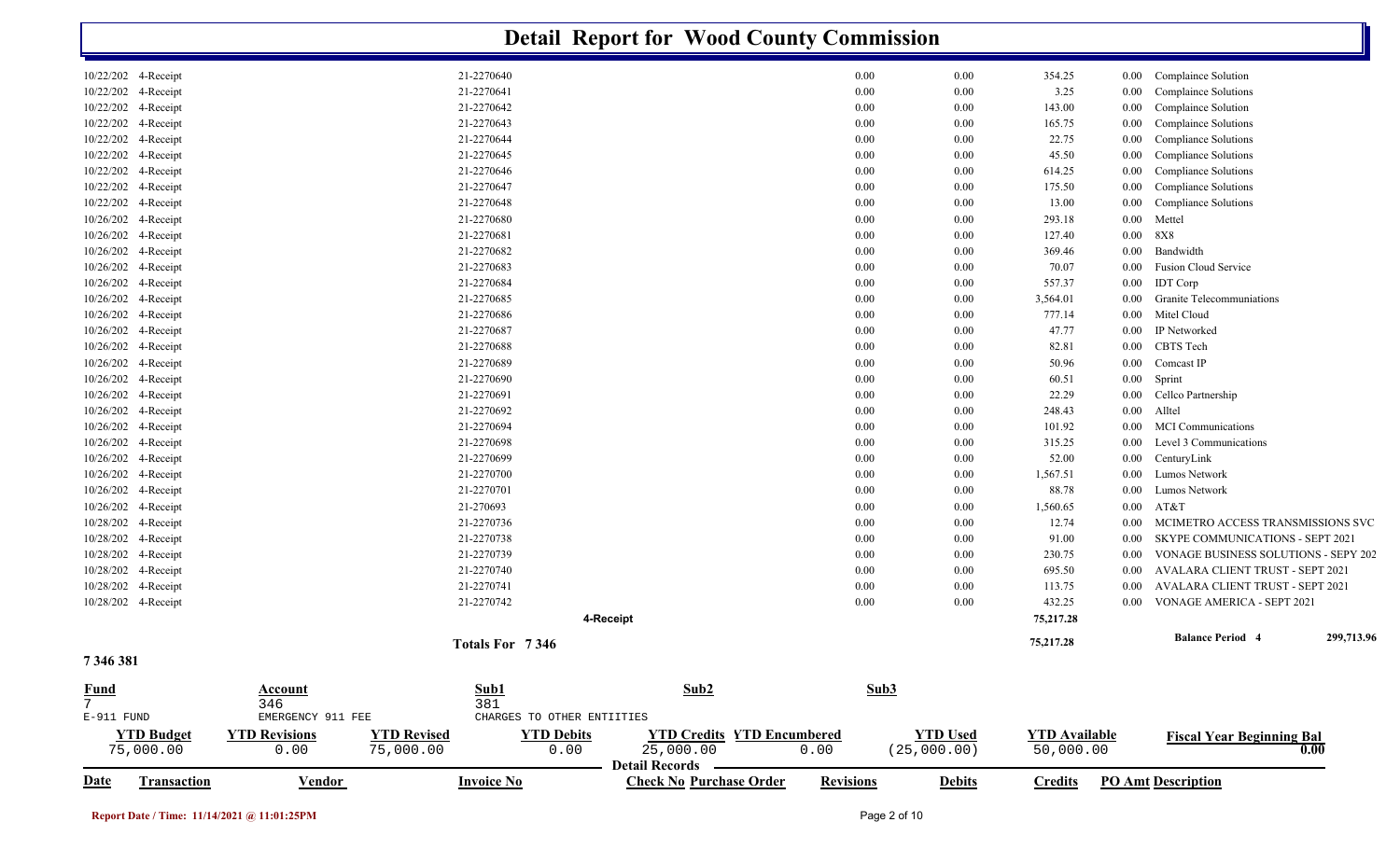# Detail Report for Wood County Commission

| Date | Transaction | Vendor | Invoice No | Check No | Purchase Order | Revisions | Debits | Credits | PO Amt | Description |
|---|---|---|---|---|---|---|---|---|---|---|
| 10/22/202 | 4-Receipt | | 21-2270640 | | | 0.00 | 0.00 | 354.25 | 0.00 | Complaince Solution |
| 10/22/202 | 4-Receipt | | 21-2270641 | | | 0.00 | 0.00 | 3.25 | 0.00 | Complaince Solutions |
| 10/22/202 | 4-Receipt | | 21-2270642 | | | 0.00 | 0.00 | 143.00 | 0.00 | Complaince Solution |
| 10/22/202 | 4-Receipt | | 21-2270643 | | | 0.00 | 0.00 | 165.75 | 0.00 | Compliance Solutions |
| 10/22/202 | 4-Receipt | | 21-2270644 | | | 0.00 | 0.00 | 22.75 | 0.00 | Compliance Solutions |
| 10/22/202 | 4-Receipt | | 21-2270645 | | | 0.00 | 0.00 | 45.50 | 0.00 | Compliance Solutions |
| 10/22/202 | 4-Receipt | | 21-2270646 | | | 0.00 | 0.00 | 614.25 | 0.00 | Compliance Solutions |
| 10/22/202 | 4-Receipt | | 21-2270647 | | | 0.00 | 0.00 | 175.50 | 0.00 | Compliance Solutions |
| 10/22/202 | 4-Receipt | | 21-2270648 | | | 0.00 | 0.00 | 13.00 | 0.00 | Compliance Solutions |
| 10/26/202 | 4-Receipt | | 21-2270680 | | | 0.00 | 0.00 | 293.18 | 0.00 | Mettel |
| 10/26/202 | 4-Receipt | | 21-2270681 | | | 0.00 | 0.00 | 127.40 | 0.00 | 8X8 |
| 10/26/202 | 4-Receipt | | 21-2270682 | | | 0.00 | 0.00 | 369.46 | 0.00 | Bandwidth |
| 10/26/202 | 4-Receipt | | 21-2270683 | | | 0.00 | 0.00 | 70.07 | 0.00 | Fusion Cloud Service |
| 10/26/202 | 4-Receipt | | 21-2270684 | | | 0.00 | 0.00 | 557.37 | 0.00 | IDT Corp |
| 10/26/202 | 4-Receipt | | 21-2270685 | | | 0.00 | 0.00 | 3,564.01 | 0.00 | Granite Telecommuniations |
| 10/26/202 | 4-Receipt | | 21-2270686 | | | 0.00 | 0.00 | 777.14 | 0.00 | Mitel Cloud |
| 10/26/202 | 4-Receipt | | 21-2270687 | | | 0.00 | 0.00 | 47.77 | 0.00 | IP Networked |
| 10/26/202 | 4-Receipt | | 21-2270688 | | | 0.00 | 0.00 | 82.81 | 0.00 | CBTS Tech |
| 10/26/202 | 4-Receipt | | 21-2270689 | | | 0.00 | 0.00 | 50.96 | 0.00 | Comcast IP |
| 10/26/202 | 4-Receipt | | 21-2270690 | | | 0.00 | 0.00 | 60.51 | 0.00 | Sprint |
| 10/26/202 | 4-Receipt | | 21-2270691 | | | 0.00 | 0.00 | 22.29 | 0.00 | Cellco Partnership |
| 10/26/202 | 4-Receipt | | 21-2270692 | | | 0.00 | 0.00 | 248.43 | 0.00 | Alltel |
| 10/26/202 | 4-Receipt | | 21-2270694 | | | 0.00 | 0.00 | 101.92 | 0.00 | MCI Communications |
| 10/26/202 | 4-Receipt | | 21-2270698 | | | 0.00 | 0.00 | 315.25 | 0.00 | Level 3 Communications |
| 10/26/202 | 4-Receipt | | 21-2270699 | | | 0.00 | 0.00 | 52.00 | 0.00 | CenturyLink |
| 10/26/202 | 4-Receipt | | 21-2270700 | | | 0.00 | 0.00 | 1,567.51 | 0.00 | Lumos Network |
| 10/26/202 | 4-Receipt | | 21-2270701 | | | 0.00 | 0.00 | 88.78 | 0.00 | Lumos Network |
| 10/26/202 | 4-Receipt | | 21-270693 | | | 0.00 | 0.00 | 1,560.65 | 0.00 | AT&T |
| 10/28/202 | 4-Receipt | | 21-2270736 | | | 0.00 | 0.00 | 12.74 | 0.00 | MCIMETRO ACCESS TRANSMISSIONS SVC |
| 10/28/202 | 4-Receipt | | 21-2270738 | | | 0.00 | 0.00 | 91.00 | 0.00 | SKYPE COMMUNICATIONS - SEPT 2021 |
| 10/28/202 | 4-Receipt | | 21-2270739 | | | 0.00 | 0.00 | 230.75 | 0.00 | VONAGE BUSINESS SOLUTIONS - SEPY 202 |
| 10/28/202 | 4-Receipt | | 21-2270740 | | | 0.00 | 0.00 | 695.50 | 0.00 | AVALARA CLIENT TRUST - SEPT 2021 |
| 10/28/202 | 4-Receipt | | 21-2270741 | | | 0.00 | 0.00 | 113.75 | 0.00 | AVALARA CLIENT TRUST - SEPT 2021 |
| 10/28/202 | 4-Receipt | | 21-2270742 | | | 0.00 | 0.00 | 432.25 | 0.00 | VONAGE AMERICA - SEPT 2021 |
| | | | **4-Receipt** | | | | | **75,217.28** | | |
| | | | **Totals For 7 346** | | | | | **75,217.28** | | **Balance Period 4** 299,713.96 |

**7 346 381**

| Fund | Account | Sub1 | Sub2 | Sub3 |
|---|---|---|---|---|
| 7 | 346 | 381 | | |
| E-911 FUND | EMERGENCY 911 FEE | CHARGES TO OTHER ENTIITIES | | |

| YTD Budget | YTD Revisions | YTD Revised | YTD Debits | YTD Credits | YTD Encumbered | YTD Used | YTD Available | Fiscal Year Beginning Bal |
|---|---|---|---|---|---|---|---|---|
| 75,000.00 | 0.00 | 75,000.00 | 0.00 | 25,000.00 | 0.00 | (25,000.00) | 50,000.00 | 0.00 |

Detail Records

| Date | Transaction | Vendor | Invoice No | Check No | Purchase Order | Revisions | Debits | Credits | PO Amt | Description |
|---|---|---|---|---|---|---|---|---|---|---|

Report Date / Time: 11/14/2021 @ 11:01:25PM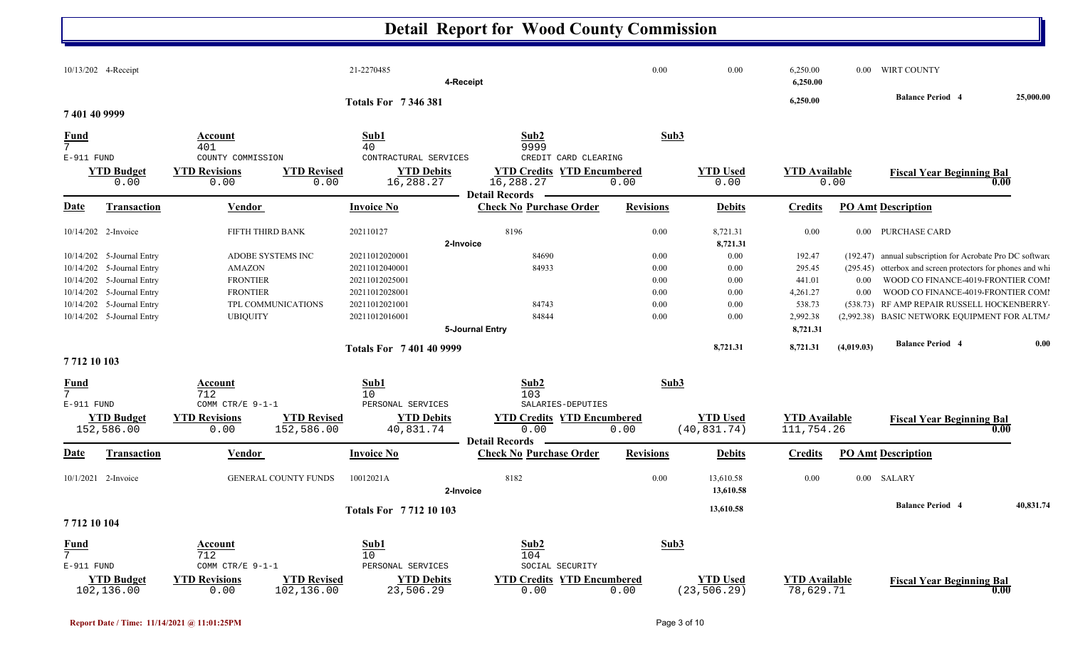# Detail Report for Wood County Commission

| Date | Transaction | Vendor | Invoice No | Check No | Purchase Order | Revisions | Debits | Credits | PO Amt | Description |
|---|---|---|---|---|---|---|---|---|---|---|
| 10/13/202 | 4-Receipt | | 21-2270485 | | | 0.00 | 0.00 | 6,250.00 | 0.00 | WIRT COUNTY |
| | | | 4-Receipt | | | | | 6,250.00 | | |

**Totals For 7 346 381** — Credits: 6,250.00 — Balance Period 4: 25,000.00

## 7 401 40 9999

| Fund | Account | Sub1 | Sub2 | Sub3 |
|---|---|---|---|---|
| 7 | 401 | 40 | 9999 | |
| E-911 FUND | COUNTY COMMISSION | CONTRACTUAL SERVICES | CREDIT CARD CLEARING | |

| YTD Budget | YTD Revisions | YTD Revised | YTD Debits | YTD Credits | YTD Encumbered | YTD Used | YTD Available | Fiscal Year Beginning Bal |
|---|---|---|---|---|---|---|---|---|
| 0.00 | 0.00 | 0.00 | 16,288.27 | 16,288.27 | 0.00 | 0.00 | 0.00 | 0.00 |

**Detail Records**

| Date | Transaction | Vendor | Invoice No | Check No | Purchase Order | Revisions | Debits | Credits | PO Amt | Description |
|---|---|---|---|---|---|---|---|---|---|---|
| 10/14/202 | 2-Invoice | FIFTH THIRD BANK | 202110127 | 8196 | | 0.00 | 8,721.31 | 0.00 | 0.00 | PURCHASE CARD |
| | | | 2-Invoice | | | | 8,721.31 | | | |
| 10/14/202 | 5-Journal Entry | ADOBE SYSTEMS INC | 20211012020001 | | 84690 | 0.00 | 0.00 | 192.47 | (192.47) | annual subscription for Acrobate Pro DC software |
| 10/14/202 | 5-Journal Entry | AMAZON | 20211012040001 | | 84933 | 0.00 | 0.00 | 295.45 | (295.45) | otterbox and screen protectors for phones and whi |
| 10/14/202 | 5-Journal Entry | FRONTIER | 20211012025001 | | | 0.00 | 0.00 | 441.01 | 0.00 | WOOD CO FINANCE-4019-FRONTIER COMI |
| 10/14/202 | 5-Journal Entry | FRONTIER | 20211012028001 | | | 0.00 | 0.00 | 4,261.27 | 0.00 | WOOD CO FINANCE-4019-FRONTIER COMI |
| 10/14/202 | 5-Journal Entry | TPL COMMUNICATIONS | 20211012021001 | | 84743 | 0.00 | 0.00 | 538.73 | (538.73) | RF AMP REPAIR RUSSELL HOCKENBERRY- |
| 10/14/202 | 5-Journal Entry | UBIQUITY | 20211012016001 | | 84844 | 0.00 | 0.00 | 2,992.38 | (2,992.38) | BASIC NETWORK EQUIPMENT FOR ALTMA |
| | | | 5-Journal Entry | | | | | 8,721.31 | | |

**Totals For 7 401 40 9999** — Debits: 8,721.31 — Credits: 8,721.31 — PO Amt: (4,019.03) — Balance Period 4: 0.00

## 7 712 10 103

| Fund | Account | Sub1 | Sub2 | Sub3 |
|---|---|---|---|---|
| 7 | 712 | 10 | 103 | |
| E-911 FUND | COMM CTR/E 9-1-1 | PERSONAL SERVICES | SALARIES-DEPUTIES | |

| YTD Budget | YTD Revisions | YTD Revised | YTD Debits | YTD Credits | YTD Encumbered | YTD Used | YTD Available | Fiscal Year Beginning Bal |
|---|---|---|---|---|---|---|---|---|
| 152,586.00 | 0.00 | 152,586.00 | 40,831.74 | 0.00 | 0.00 | (40,831.74) | 111,754.26 | 0.00 |

**Detail Records**

| Date | Transaction | Vendor | Invoice No | Check No | Purchase Order | Revisions | Debits | Credits | PO Amt | Description |
|---|---|---|---|---|---|---|---|---|---|---|
| 10/1/2021 | 2-Invoice | GENERAL COUNTY FUNDS | 10012021A | 8182 | | 0.00 | 13,610.58 | 0.00 | 0.00 | SALARY |
| | | | 2-Invoice | | | | 13,610.58 | | | |

**Totals For 7 712 10 103** — Debits: 13,610.58 — Balance Period 4: 40,831.74

## 7 712 10 104

| Fund | Account | Sub1 | Sub2 | Sub3 |
|---|---|---|---|---|
| 7 | 712 | 10 | 104 | |
| E-911 FUND | COMM CTR/E 9-1-1 | PERSONAL SERVICES | SOCIAL SECURITY | |

| YTD Budget | YTD Revisions | YTD Revised | YTD Debits | YTD Credits | YTD Encumbered | YTD Used | YTD Available | Fiscal Year Beginning Bal |
|---|---|---|---|---|---|---|---|---|
| 102,136.00 | 0.00 | 102,136.00 | 23,506.29 | 0.00 | 0.00 | (23,506.29) | 78,629.71 | 0.00 |

Report Date / Time: 11/14/2021 @ 11:01:25PM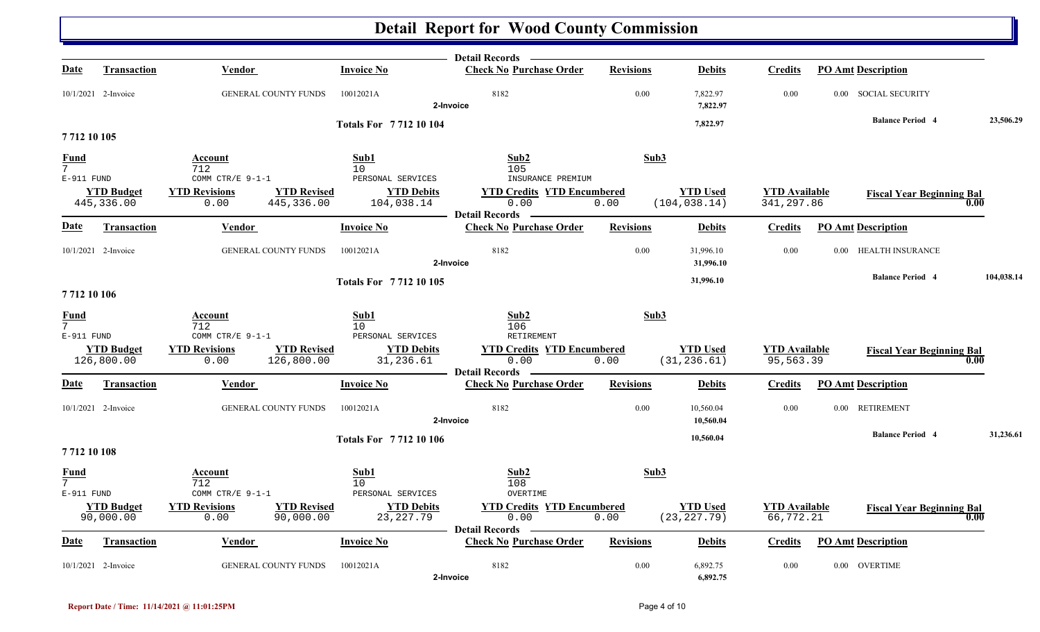# Detail Report for Wood County Commission

**Detail Records**

| Date | Transaction | Vendor | Invoice No | Check No | Purchase Order | Revisions | Debits | Credits | PO Amt | Description |
|---|---|---|---|---|---|---|---|---|---|---|
| 10/1/2021 | 2-Invoice | GENERAL COUNTY FUNDS | 10012021A | 8182 | | 0.00 | 7,822.97 | 0.00 | 0.00 | SOCIAL SECURITY |
| | | | 2-Invoice | | | | 7,822.97 | | | |

**Totals For 7 712 10 104** — 7,822.97 — **Balance Period 4** 23,506.29

## 7 712 10 105

| Fund | Account | Sub1 | Sub2 | Sub3 |
|---|---|---|---|---|
| 7 | 712 | 10 | 105 | |
| E-911 FUND | COMM CTR/E 9-1-1 | PERSONAL SERVICES | INSURANCE PREMIUM | |

| YTD Budget | YTD Revisions | YTD Revised | YTD Debits | YTD Credits | YTD Encumbered | YTD Used | YTD Available | Fiscal Year Beginning Bal |
|---|---|---|---|---|---|---|---|---|
| 445,336.00 | 0.00 | 445,336.00 | 104,038.14 | 0.00 | 0.00 | (104,038.14) | 341,297.86 | 0.00 |

**Detail Records**

| Date | Transaction | Vendor | Invoice No | Check No | Purchase Order | Revisions | Debits | Credits | PO Amt | Description |
|---|---|---|---|---|---|---|---|---|---|---|
| 10/1/2021 | 2-Invoice | GENERAL COUNTY FUNDS | 10012021A | 8182 | | 0.00 | 31,996.10 | 0.00 | 0.00 | HEALTH INSURANCE |
| | | | 2-Invoice | | | | 31,996.10 | | | |

**Totals For 7 712 10 105** — 31,996.10 — **Balance Period 4** 104,038.14

## 7 712 10 106

| Fund | Account | Sub1 | Sub2 | Sub3 |
|---|---|---|---|---|
| 7 | 712 | 10 | 106 | |
| E-911 FUND | COMM CTR/E 9-1-1 | PERSONAL SERVICES | RETIREMENT | |

| YTD Budget | YTD Revisions | YTD Revised | YTD Debits | YTD Credits | YTD Encumbered | YTD Used | YTD Available | Fiscal Year Beginning Bal |
|---|---|---|---|---|---|---|---|---|
| 126,800.00 | 0.00 | 126,800.00 | 31,236.61 | 0.00 | 0.00 | (31,236.61) | 95,563.39 | 0.00 |

**Detail Records**

| Date | Transaction | Vendor | Invoice No | Check No | Purchase Order | Revisions | Debits | Credits | PO Amt | Description |
|---|---|---|---|---|---|---|---|---|---|---|
| 10/1/2021 | 2-Invoice | GENERAL COUNTY FUNDS | 10012021A | 8182 | | 0.00 | 10,560.04 | 0.00 | 0.00 | RETIREMENT |
| | | | 2-Invoice | | | | 10,560.04 | | | |

**Totals For 7 712 10 106** — 10,560.04 — **Balance Period 4** 31,236.61

## 7 712 10 108

| Fund | Account | Sub1 | Sub2 | Sub3 |
|---|---|---|---|---|
| 7 | 712 | 10 | 108 | |
| E-911 FUND | COMM CTR/E 9-1-1 | PERSONAL SERVICES | OVERTIME | |

| YTD Budget | YTD Revisions | YTD Revised | YTD Debits | YTD Credits | YTD Encumbered | YTD Used | YTD Available | Fiscal Year Beginning Bal |
|---|---|---|---|---|---|---|---|---|
| 90,000.00 | 0.00 | 90,000.00 | 23,227.79 | 0.00 | 0.00 | (23,227.79) | 66,772.21 | 0.00 |

**Detail Records**

| Date | Transaction | Vendor | Invoice No | Check No | Purchase Order | Revisions | Debits | Credits | PO Amt | Description |
|---|---|---|---|---|---|---|---|---|---|---|
| 10/1/2021 | 2-Invoice | GENERAL COUNTY FUNDS | 10012021A | 8182 | | 0.00 | 6,892.75 | 0.00 | 0.00 | OVERTIME |
| | | | 2-Invoice | | | | 6,892.75 | | | |

**Report Date / Time: 11/14/2021 @ 11:01:25PM**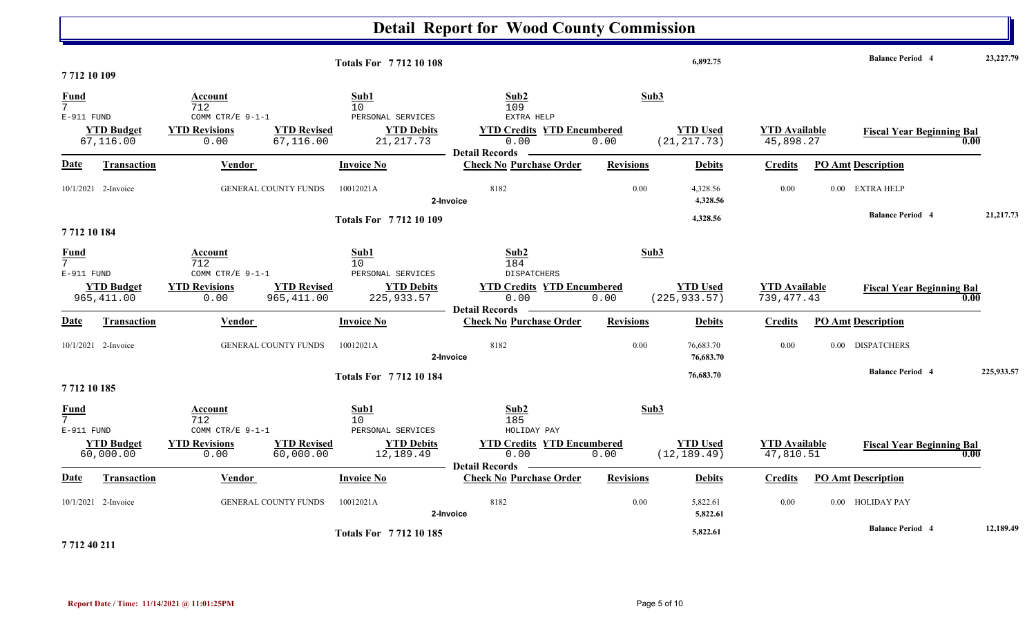# Detail Report for Wood County Commission

| | | | | | | |
|---|---|---|---|---|---|---|
| **Totals For 7 712 10 108** | | **6,892.75** | | | **Balance Period 4** | **23,227.79** |

## 7 712 10 109

| Fund | Account | Sub1 | Sub2 | Sub3 |
|---|---|---|---|---|
| 7 | 712 | 10 | 109 | |
| E-911 FUND | COMM CTR/E 9-1-1 | PERSONAL SERVICES | EXTRA HELP | |

| YTD Budget | YTD Revisions | YTD Revised | YTD Debits | YTD Credits | YTD Encumbered | YTD Used | YTD Available | Fiscal Year Beginning Bal |
|---|---|---|---|---|---|---|---|---|
| 67,116.00 | 0.00 | 67,116.00 | 21,217.73 | 0.00 | 0.00 | (21,217.73) | 45,898.27 | 0.00 |

**Detail Records**

| Date | Transaction | Vendor | Invoice No | Check No | Purchase Order | Revisions | Debits | Credits | PO Amt | Description |
|---|---|---|---|---|---|---|---|---|---|---|
| 10/1/2021 | 2-Invoice | GENERAL COUNTY FUNDS | 10012021A | 8182 | | 0.00 | 4,328.56 | 0.00 | 0.00 | EXTRA HELP |
| | | | | 2-Invoice | | | **4,328.56** | | | |
| | | | **Totals For 7 712 10 109** | | | | **4,328.56** | | | **Balance Period 4** 21,217.73 |

## 7 712 10 184

| Fund | Account | Sub1 | Sub2 | Sub3 |
|---|---|---|---|---|
| 7 | 712 | 10 | 184 | |
| E-911 FUND | COMM CTR/E 9-1-1 | PERSONAL SERVICES | DISPATCHERS | |

| YTD Budget | YTD Revisions | YTD Revised | YTD Debits | YTD Credits | YTD Encumbered | YTD Used | YTD Available | Fiscal Year Beginning Bal |
|---|---|---|---|---|---|---|---|---|
| 965,411.00 | 0.00 | 965,411.00 | 225,933.57 | 0.00 | 0.00 | (225,933.57) | 739,477.43 | 0.00 |

**Detail Records**

| Date | Transaction | Vendor | Invoice No | Check No | Purchase Order | Revisions | Debits | Credits | PO Amt | Description |
|---|---|---|---|---|---|---|---|---|---|---|
| 10/1/2021 | 2-Invoice | GENERAL COUNTY FUNDS | 10012021A | 8182 | | 0.00 | 76,683.70 | 0.00 | 0.00 | DISPATCHERS |
| | | | | 2-Invoice | | | **76,683.70** | | | |
| | | | **Totals For 7 712 10 184** | | | | **76,683.70** | | | **Balance Period 4** 225,933.57 |

## 7 712 10 185

| Fund | Account | Sub1 | Sub2 | Sub3 |
|---|---|---|---|---|
| 7 | 712 | 10 | 185 | |
| E-911 FUND | COMM CTR/E 9-1-1 | PERSONAL SERVICES | HOLIDAY PAY | |

| YTD Budget | YTD Revisions | YTD Revised | YTD Debits | YTD Credits | YTD Encumbered | YTD Used | YTD Available | Fiscal Year Beginning Bal |
|---|---|---|---|---|---|---|---|---|
| 60,000.00 | 0.00 | 60,000.00 | 12,189.49 | 0.00 | 0.00 | (12,189.49) | 47,810.51 | 0.00 |

**Detail Records**

| Date | Transaction | Vendor | Invoice No | Check No | Purchase Order | Revisions | Debits | Credits | PO Amt | Description |
|---|---|---|---|---|---|---|---|---|---|---|
| 10/1/2021 | 2-Invoice | GENERAL COUNTY FUNDS | 10012021A | 8182 | | 0.00 | 5,822.61 | 0.00 | 0.00 | HOLIDAY PAY |
| | | | | 2-Invoice | | | **5,822.61** | | | |
| | | | **Totals For 7 712 10 185** | | | | **5,822.61** | | | **Balance Period 4** 12,189.49 |

## 7 712 40 211

**Report Date / Time: 11/14/2021 @ 11:01:25PM**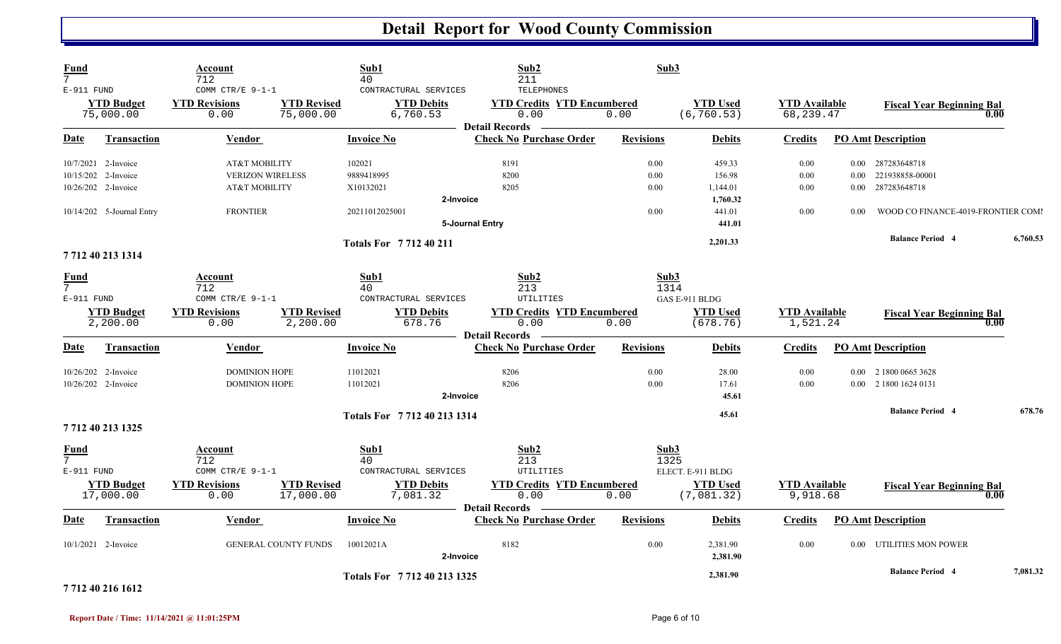# Detail Report for Wood County Commission

| Fund | Account | Sub1 | Sub2 | Sub3 |
|---|---|---|---|---|
| 7 | 712 | 40 | 211 | |
| E-911 FUND | COMM CTR/E 9-1-1 | CONTRACTUAL SERVICES | TELEPHONES | |

| YTD Budget | YTD Revisions | YTD Revised | YTD Debits | YTD Credits | YTD Encumbered | YTD Used | YTD Available | Fiscal Year Beginning Bal |
|---|---|---|---|---|---|---|---|---|
| 75,000.00 | 0.00 | 75,000.00 | 6,760.53 | 0.00 | 0.00 | (6,760.53) | 68,239.47 | 0.00 |

**Detail Records**

| Date | Transaction | Vendor | Invoice No | Check No | Purchase Order | Revisions | Debits | Credits | PO Amt | Description |
|---|---|---|---|---|---|---|---|---|---|---|
| 10/7/2021 | 2-Invoice | AT&T MOBILITY | 102021 | 8191 | | 0.00 | 459.33 | 0.00 | 0.00 | 287283648718 |
| 10/15/202 | 2-Invoice | VERIZON WIRELESS | 9889418995 | 8200 | | 0.00 | 156.98 | 0.00 | 0.00 | 221938858-00001 |
| 10/26/202 | 2-Invoice | AT&T MOBILITY | X10132021 | 8205 | | 0.00 | 1,144.01 | 0.00 | 0.00 | 287283648718 |
| | | | | 2-Invoice | | | 1,760.32 | | | |
| 10/14/202 | 5-Journal Entry | FRONTIER | 20211012025001 | | | 0.00 | 441.01 | 0.00 | 0.00 | WOOD CO FINANCE-4019-FRONTIER COMI |
| | | | | 5-Journal Entry | | | 441.01 | | | |
| | | | Totals For 7 712 40 211 | | | | 2,201.33 | | | Balance Period 4 — 6,760.53 |

## 7 712 40 213 1314

| Fund | Account | Sub1 | Sub2 | Sub3 |
|---|---|---|---|---|
| 7 | 712 | 40 | 213 | 1314 |
| E-911 FUND | COMM CTR/E 9-1-1 | CONTRACTUAL SERVICES | UTILITIES | GAS E-911 BLDG |

| YTD Budget | YTD Revisions | YTD Revised | YTD Debits | YTD Credits | YTD Encumbered | YTD Used | YTD Available | Fiscal Year Beginning Bal |
|---|---|---|---|---|---|---|---|---|
| 2,200.00 | 0.00 | 2,200.00 | 678.76 | 0.00 | 0.00 | (678.76) | 1,521.24 | 0.00 |

**Detail Records**

| Date | Transaction | Vendor | Invoice No | Check No | Purchase Order | Revisions | Debits | Credits | PO Amt | Description |
|---|---|---|---|---|---|---|---|---|---|---|
| 10/26/202 | 2-Invoice | DOMINION HOPE | 11012021 | 8206 | | 0.00 | 28.00 | 0.00 | 0.00 | 2 1800 0665 3628 |
| 10/26/202 | 2-Invoice | DOMINION HOPE | 11012021 | 8206 | | 0.00 | 17.61 | 0.00 | 0.00 | 2 1800 1624 0131 |
| | | | | 2-Invoice | | | 45.61 | | | |
| | | | Totals For 7 712 40 213 1314 | | | | 45.61 | | | Balance Period 4 — 678.76 |

## 7 712 40 213 1325

| Fund | Account | Sub1 | Sub2 | Sub3 |
|---|---|---|---|---|
| 7 | 712 | 40 | 213 | 1325 |
| E-911 FUND | COMM CTR/E 9-1-1 | CONTRACTUAL SERVICES | UTILITIES | ELECT. E-911 BLDG |

| YTD Budget | YTD Revisions | YTD Revised | YTD Debits | YTD Credits | YTD Encumbered | YTD Used | YTD Available | Fiscal Year Beginning Bal |
|---|---|---|---|---|---|---|---|---|
| 17,000.00 | 0.00 | 17,000.00 | 7,081.32 | 0.00 | 0.00 | (7,081.32) | 9,918.68 | 0.00 |

**Detail Records**

| Date | Transaction | Vendor | Invoice No | Check No | Purchase Order | Revisions | Debits | Credits | PO Amt | Description |
|---|---|---|---|---|---|---|---|---|---|---|
| 10/1/2021 | 2-Invoice | GENERAL COUNTY FUNDS | 10012021A | 8182 | | 0.00 | 2,381.90 | 0.00 | 0.00 | UTILITIES MON POWER |
| | | | | 2-Invoice | | | 2,381.90 | | | |
| | | | Totals For 7 712 40 213 1325 | | | | 2,381.90 | | | Balance Period 4 — 7,081.32 |

## 7 712 40 216 1612

Report Date / Time: 11/14/2021 @ 11:01:25PM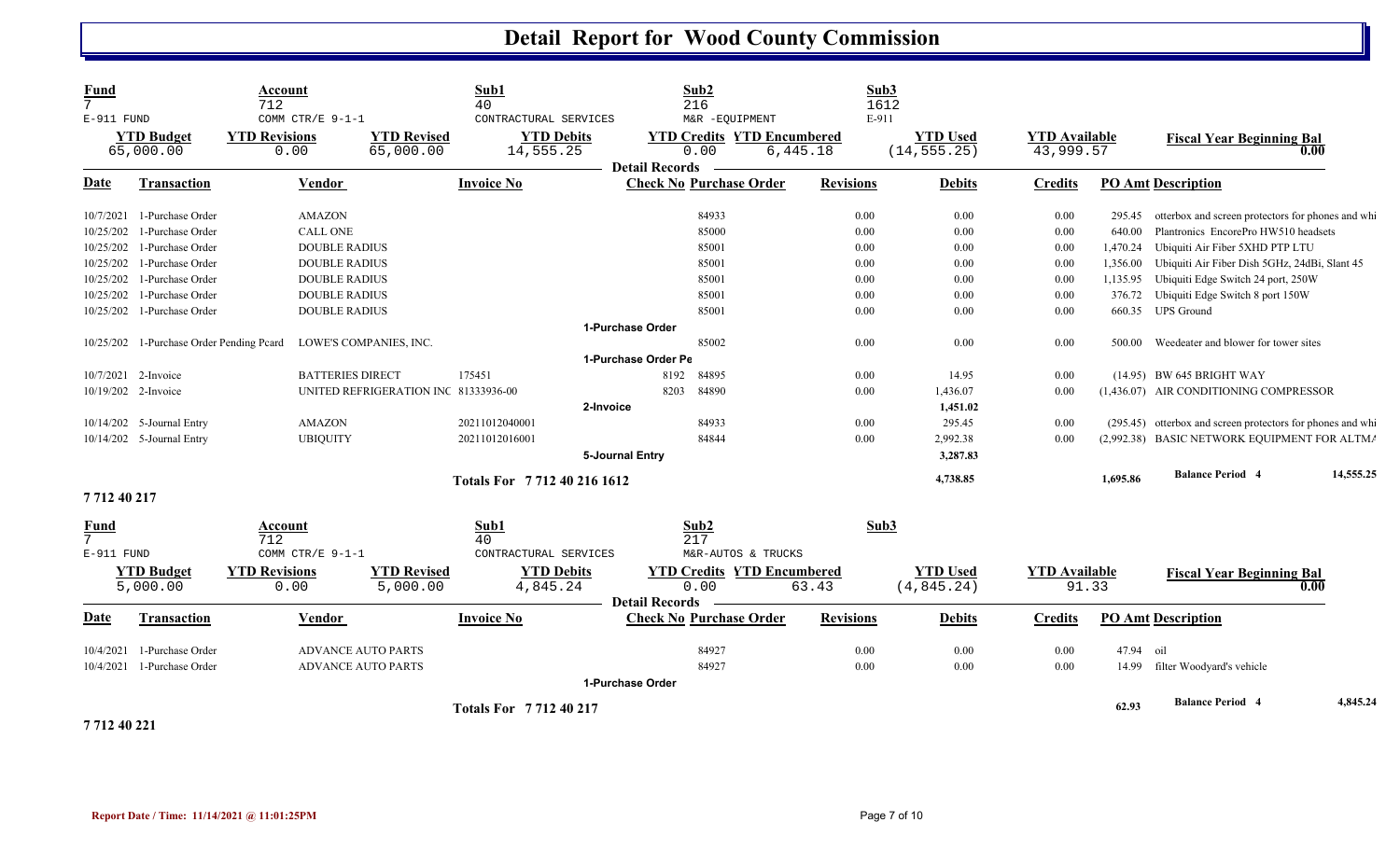# Detail Report for Wood County Commission

| Fund | Account | Sub1 | Sub2 | Sub3 |
|---|---|---|---|---|
| 7 | 712 | 40 | 216 | 1612 |
| E-911 FUND | COMM CTR/E 9-1-1 | CONTRACTUAL SERVICES | M&R -EQUIPMENT | E-911 |

| YTD Budget | YTD Revisions | YTD Revised | YTD Debits | YTD Credits | YTD Encumbered | YTD Used | YTD Available | Fiscal Year Beginning Bal |
|---|---|---|---|---|---|---|---|---|
| 65,000.00 | 0.00 | 65,000.00 | 14,555.25 | 0.00 | 6,445.18 | (14,555.25) | 43,999.57 | 0.00 |

**Detail Records**

| Date | Transaction | Vendor | Invoice No | Check No | Purchase Order | Revisions | Debits | Credits | PO Amt | Description |
|---|---|---|---|---|---|---|---|---|---|---|
| 10/7/2021 | 1-Purchase Order | AMAZON | | | 84933 | 0.00 | 0.00 | 0.00 | 295.45 | otterbox and screen protectors for phones and whi |
| 10/25/202 | 1-Purchase Order | CALL ONE | | | 85000 | 0.00 | 0.00 | 0.00 | 640.00 | Plantronics EncorePro HW510 headsets |
| 10/25/202 | 1-Purchase Order | DOUBLE RADIUS | | | 85001 | 0.00 | 0.00 | 0.00 | 1,470.24 | Ubiquiti Air Fiber 5XHD PTP LTU |
| 10/25/202 | 1-Purchase Order | DOUBLE RADIUS | | | 85001 | 0.00 | 0.00 | 0.00 | 1,356.00 | Ubiquiti Air Fiber Dish 5GHz, 24dBi, Slant 45 |
| 10/25/202 | 1-Purchase Order | DOUBLE RADIUS | | | 85001 | 0.00 | 0.00 | 0.00 | 1,135.95 | Ubiquiti Edge Switch 24 port, 250W |
| 10/25/202 | 1-Purchase Order | DOUBLE RADIUS | | | 85001 | 0.00 | 0.00 | 0.00 | 376.72 | Ubiquiti Edge Switch 8 port 150W |
| 10/25/202 | 1-Purchase Order | DOUBLE RADIUS | | | 85001 | 0.00 | 0.00 | 0.00 | 660.35 | UPS Ground |
| | | | | 1-Purchase Order | | | | | | |
| 10/25/202 | 1-Purchase Order Pending Pcard | LOWE'S COMPANIES, INC. | | | 85002 | 0.00 | 0.00 | 0.00 | 500.00 | Weedeater and blower for tower sites |
| | | | | 1-Purchase Order Pe | | | | | | |
| 10/7/2021 | 2-Invoice | BATTERIES DIRECT | 175451 | 8192 | 84895 | 0.00 | 14.95 | 0.00 | (14.95) | BW 645 BRIGHT WAY |
| 10/19/202 | 2-Invoice | UNITED REFRIGERATION INC | 81333936-00 | 8203 | 84890 | 0.00 | 1,436.07 | 0.00 | (1,436.07) | AIR CONDITIONING COMPRESSOR |
| | | | | 2-Invoice | | | 1,451.02 | | | |
| 10/14/202 | 5-Journal Entry | AMAZON | 20211012040001 | | 84933 | 0.00 | 295.45 | 0.00 | (295.45) | otterbox and screen protectors for phones and whi |
| 10/14/202 | 5-Journal Entry | UBIQUITY | 20211012016001 | | 84844 | 0.00 | 2,992.38 | 0.00 | (2,992.38) | BASIC NETWORK EQUIPMENT FOR ALTMA |
| | | | | 5-Journal Entry | | | 3,287.83 | | | |
| | | | Totals For 7 712 40 216 1612 | | | | 4,738.85 | | 1,695.86 | Balance Period 4 — 14,555.25 |

**7 712 40 217**

| Fund | Account | Sub1 | Sub2 | Sub3 |
|---|---|---|---|---|
| 7 | 712 | 40 | 217 | |
| E-911 FUND | COMM CTR/E 9-1-1 | CONTRACTUAL SERVICES | M&R-AUTOS & TRUCKS | |

| YTD Budget | YTD Revisions | YTD Revised | YTD Debits | YTD Credits | YTD Encumbered | YTD Used | YTD Available | Fiscal Year Beginning Bal |
|---|---|---|---|---|---|---|---|---|
| 5,000.00 | 0.00 | 5,000.00 | 4,845.24 | 0.00 | 63.43 | (4,845.24) | 91.33 | 0.00 |

**Detail Records**

| Date | Transaction | Vendor | Invoice No | Check No | Purchase Order | Revisions | Debits | Credits | PO Amt | Description |
|---|---|---|---|---|---|---|---|---|---|---|
| 10/4/2021 | 1-Purchase Order | ADVANCE AUTO PARTS | | | 84927 | 0.00 | 0.00 | 0.00 | 47.94 | oil |
| 10/4/2021 | 1-Purchase Order | ADVANCE AUTO PARTS | | | 84927 | 0.00 | 0.00 | 0.00 | 14.99 | filter Woodyard's vehicle |
| | | | | 1-Purchase Order | | | | | | |
| | | | Totals For 7 712 40 217 | | | | | | 62.93 | Balance Period 4 — 4,845.24 |

**7 712 40 221**

Report Date / Time: 11/14/2021 @ 11:01:25PM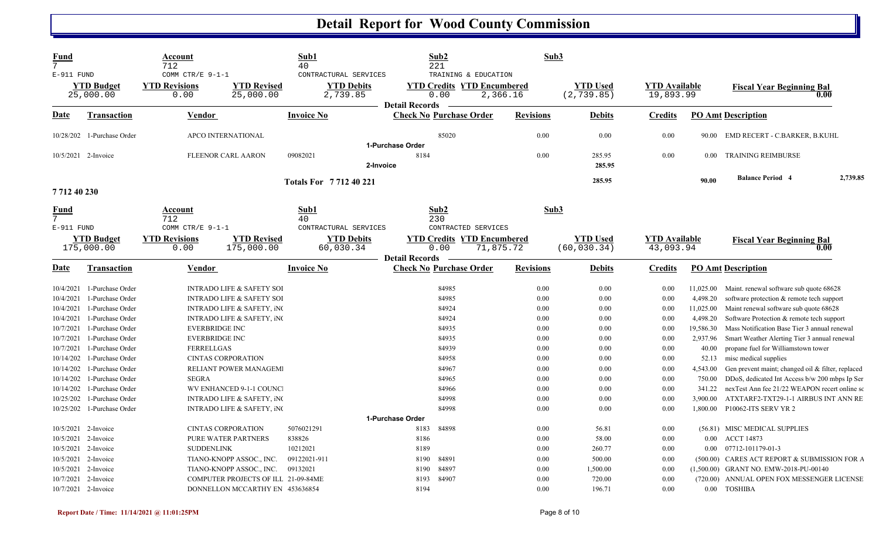# Detail Report for Wood County Commission

| Fund | Account | Sub1 | Sub2 | Sub3 |
|---|---|---|---|---|
| 7 | 712 | 40 | 221 | |
| E-911 FUND | COMM CTR/E 9-1-1 | CONTRACTURAL SERVICES | TRAINING & EDUCATION | |

| YTD Budget | YTD Revisions | YTD Revised | YTD Debits | YTD Credits | YTD Encumbered | YTD Used | YTD Available | Fiscal Year Beginning Bal |
|---|---|---|---|---|---|---|---|---|
| 25,000.00 | 0.00 | 25,000.00 | 2,739.85 | 0.00 | 2,366.16 | (2,739.85) | 19,893.99 | 0.00 |

**Detail Records**

| Date | Transaction | Vendor | Invoice No | Check No | Purchase Order | Revisions | Debits | Credits | PO Amt | Description |
|---|---|---|---|---|---|---|---|---|---|---|
| 10/28/202 | 1-Purchase Order | APCO INTERNATIONAL | | | 85020 | 0.00 | 0.00 | 0.00 | 90.00 | EMD RECERT - C.BARKER, B.KUHL |
| | | | 1-Purchase Order | | | | | | | |
| 10/5/2021 | 2-Invoice | FLEENOR CARL AARON | 09082021 | 8184 | | 0.00 | 285.95 | 0.00 | 0.00 | TRAINING REIMBURSE |
| | | | 2-Invoice | | | | 285.95 | | | |
| | | | Totals For 7 712 40 221 | | | | 285.95 | | 90.00 | Balance Period 4 2,739.85 |

**7 712 40 230**

| Fund | Account | Sub1 | Sub2 | Sub3 |
|---|---|---|---|---|
| 7 | 712 | 40 | 230 | |
| E-911 FUND | COMM CTR/E 9-1-1 | CONTRACTURAL SERVICES | CONTRACTED SERVICES | |

| YTD Budget | YTD Revisions | YTD Revised | YTD Debits | YTD Credits | YTD Encumbered | YTD Used | YTD Available | Fiscal Year Beginning Bal |
|---|---|---|---|---|---|---|---|---|
| 175,000.00 | 0.00 | 175,000.00 | 60,030.34 | 0.00 | 71,875.72 | (60,030.34) | 43,093.94 | 0.00 |

**Detail Records**

| Date | Transaction | Vendor | Invoice No | Check No | Purchase Order | Revisions | Debits | Credits | PO Amt | Description |
|---|---|---|---|---|---|---|---|---|---|---|
| 10/4/2021 | 1-Purchase Order | INTRADO LIFE & SAFETY SOI | | | 84985 | 0.00 | 0.00 | 0.00 | 11,025.00 | Maint. renewal software sub quote 68628 |
| 10/4/2021 | 1-Purchase Order | INTRADO LIFE & SAFETY SOI | | | 84985 | 0.00 | 0.00 | 0.00 | 4,498.20 | software protection & remote tech support |
| 10/4/2021 | 1-Purchase Order | INTRADO LIFE & SAFETY, iN( | | | 84924 | 0.00 | 0.00 | 0.00 | 11,025.00 | Maint renewal software sub quote 68628 |
| 10/4/2021 | 1-Purchase Order | INTRADO LIFE & SAFETY, iN( | | | 84924 | 0.00 | 0.00 | 0.00 | 4,498.20 | Software Protection & remote tech support |
| 10/7/2021 | 1-Purchase Order | EVERBRIDGE INC | | | 84935 | 0.00 | 0.00 | 0.00 | 19,586.30 | Mass Notification Base Tier 3 annual renewal |
| 10/7/2021 | 1-Purchase Order | EVERBRIDGE INC | | | 84935 | 0.00 | 0.00 | 0.00 | 2,937.96 | Smart Weather Alerting Tier 3 annual renewal |
| 10/7/2021 | 1-Purchase Order | FERRELLGAS | | | 84939 | 0.00 | 0.00 | 0.00 | 40.00 | propane fuel for Williamstown tower |
| 10/14/202 | 1-Purchase Order | CINTAS CORPORATION | | | 84958 | 0.00 | 0.00 | 0.00 | 52.13 | misc medical supplies |
| 10/14/202 | 1-Purchase Order | RELIANT POWER MANAGEMI | | | 84967 | 0.00 | 0.00 | 0.00 | 4,543.00 | Gen prevent maint; changed oil & filter, replaced |
| 10/14/202 | 1-Purchase Order | SEGRA | | | 84965 | 0.00 | 0.00 | 0.00 | 750.00 | DDoS, dedicated Int Access b/w 200 mbps Ip Ser |
| 10/14/202 | 1-Purchase Order | WV ENHANCED 9-1-1 COUNCI | | | 84966 | 0.00 | 0.00 | 0.00 | 341.22 | nexTest Ann fee 21/22 WEAPON recert online sc |
| 10/25/202 | 1-Purchase Order | INTRADO LIFE & SAFETY, iN( | | | 84998 | 0.00 | 0.00 | 0.00 | 3,900.00 | ATXTARF2-TXT29-1-1 AIRBUS INT ANN RE |
| 10/25/202 | 1-Purchase Order | INTRADO LIFE & SAFETY, iN( | | | 84998 | 0.00 | 0.00 | 0.00 | 1,800.00 | P10062-ITS SERV YR 2 |
| | | | 1-Purchase Order | | | | | | | |
| 10/5/2021 | 2-Invoice | CINTAS CORPORATION | 5076021291 | 8183 | 84898 | 0.00 | 56.81 | 0.00 | (56.81) | MISC MEDICAL SUPPLIES |
| 10/5/2021 | 2-Invoice | PURE WATER PARTNERS | 838826 | 8186 | | 0.00 | 58.00 | 0.00 | 0.00 | ACCT 14873 |
| 10/5/2021 | 2-Invoice | SUDDENLINK | 10212021 | 8189 | | 0.00 | 260.77 | 0.00 | 0.00 | 07712-101179-01-3 |
| 10/5/2021 | 2-Invoice | TIANO-KNOPP ASSOC., INC. | 09122021-911 | 8190 | 84891 | 0.00 | 500.00 | 0.00 | (500.00) | CARES ACT REPORT & SUBMISSION FOR A |
| 10/5/2021 | 2-Invoice | TIANO-KNOPP ASSOC., INC. | 09132021 | 8190 | 84897 | 0.00 | 1,500.00 | 0.00 | (1,500.00) | GRANT NO. EMW-2018-PU-00140 |
| 10/7/2021 | 2-Invoice | COMPUTER PROJECTS OF ILL | 21-09-84ME | 8193 | 84907 | 0.00 | 720.00 | 0.00 | (720.00) | ANNUAL OPEN FOX MESSENGER LICENSE |
| 10/7/2021 | 2-Invoice | DONNELLON MCCARTHY EN | 453636854 | 8194 | | 0.00 | 196.71 | 0.00 | 0.00 | TOSHIBA |

Report Date / Time: 11/14/2021 @ 11:01:25PM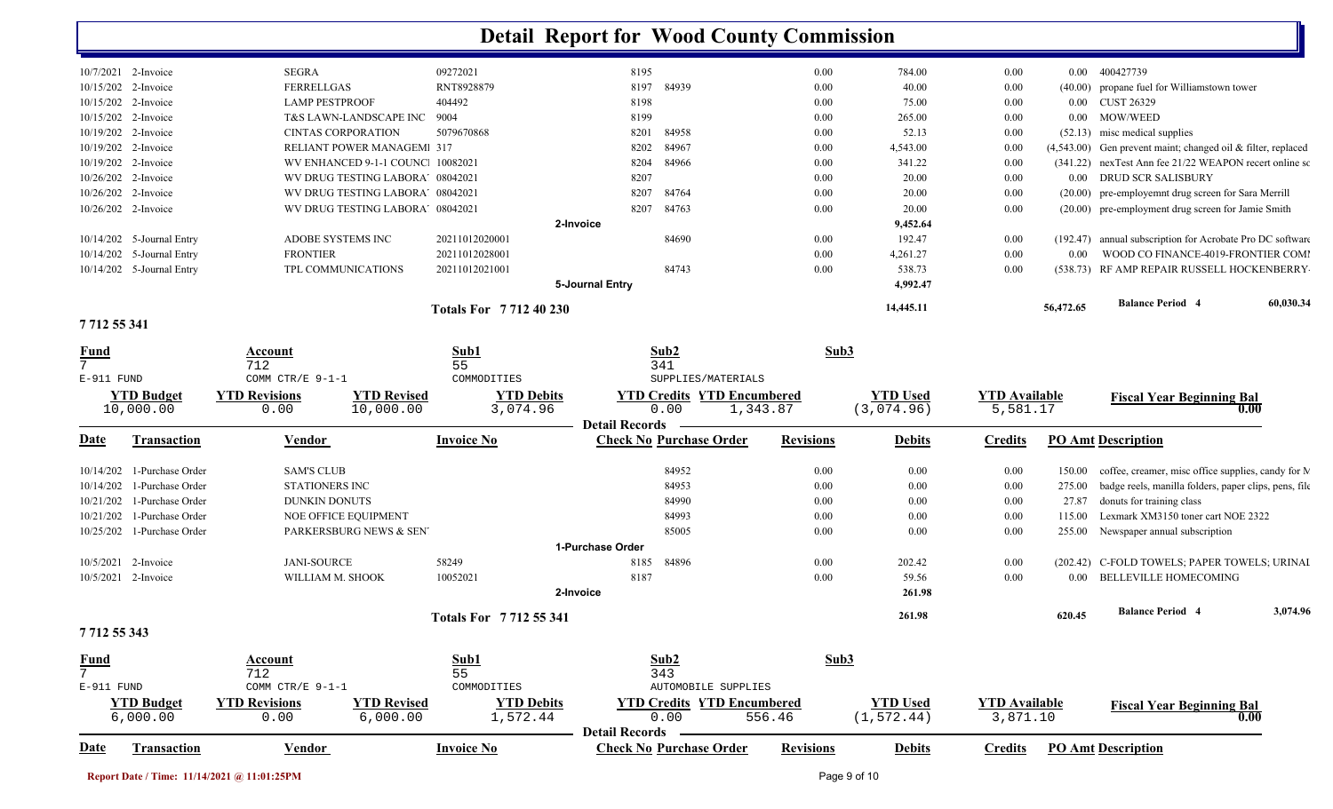# Detail Report for Wood County Commission

| Date | Transaction | Vendor | Invoice No | Check No | Purchase Order | Revisions | Debits | Credits | PO Amt | Description |
|---|---|---|---|---|---|---|---|---|---|---|
| 10/7/2021 | 2-Invoice | SEGRA | 09272021 | 8195 | | 0.00 | 784.00 | 0.00 | 0.00 | 400427739 |
| 10/15/202 | 2-Invoice | FERRELLGAS | RNT8928879 | 8197 | 84939 | 0.00 | 40.00 | 0.00 | (40.00) | propane fuel for Williamstown tower |
| 10/15/202 | 2-Invoice | LAMP PESTPROOF | 404492 | 8198 | | 0.00 | 75.00 | 0.00 | 0.00 | CUST 26329 |
| 10/15/202 | 2-Invoice | T&S LAWN-LANDSCAPE INC | 9004 | 8199 | | 0.00 | 265.00 | 0.00 | 0.00 | MOW/WEED |
| 10/19/202 | 2-Invoice | CINTAS CORPORATION | 5079670868 | 8201 | 84958 | 0.00 | 52.13 | 0.00 | (52.13) | misc medical supplies |
| 10/19/202 | 2-Invoice | RELIANT POWER MANAGEMI | 317 | 8202 | 84967 | 0.00 | 4,543.00 | 0.00 | (4,543.00) | Gen prevent maint; changed oil & filter, replaced |
| 10/19/202 | 2-Invoice | WV ENHANCED 9-1-1 COUNCI | 10082021 | 8204 | 84966 | 0.00 | 341.22 | 0.00 | (341.22) | nexTest Ann fee 21/22 WEAPON recert online sc |
| 10/26/202 | 2-Invoice | WV DRUG TESTING LABORA | 08042021 | 8207 | | 0.00 | 20.00 | 0.00 | 0.00 | DRUD SCR SALISBURY |
| 10/26/202 | 2-Invoice | WV DRUG TESTING LABORA | 08042021 | 8207 | 84764 | 0.00 | 20.00 | 0.00 | (20.00) | pre-employemnt drug screen for Sara Merrill |
| 10/26/202 | 2-Invoice | WV DRUG TESTING LABORA | 08042021 | 8207 | 84763 | 0.00 | 20.00 | 0.00 | (20.00) | pre-employment drug screen for Jamie Smith |
| | | | | **2-Invoice** | | | 9,452.64 | | | |
| 10/14/202 | 5-Journal Entry | ADOBE SYSTEMS INC | 20211012020001 | | 84690 | 0.00 | 192.47 | 0.00 | (192.47) | annual subscription for Acrobate Pro DC softwar |
| 10/14/202 | 5-Journal Entry | FRONTIER | 20211012028001 | | | 0.00 | 4,261.27 | 0.00 | 0.00 | WOOD CO FINANCE-4019-FRONTIER COM |
| 10/14/202 | 5-Journal Entry | TPL COMMUNICATIONS | 20211012021001 | | 84743 | 0.00 | 538.73 | 0.00 | (538.73) | RF AMP REPAIR RUSSELL HOCKENBERRY |
| | | | | **5-Journal Entry** | | | 4,992.47 | | | |
| | | | **Totals For 7 712 40 230** | | | | 14,445.11 | | 56,472.65 | **Balance Period 4** 60,030.34 |

## 7 712 55 341

| Fund | Account | Sub1 | Sub2 | Sub3 |
|---|---|---|---|---|
| 7 | 712 | 55 | 341 | |
| E-911 FUND | COMM CTR/E 9-1-1 | COMMODITIES | SUPPLIES/MATERIALS | |

| YTD Budget | YTD Revisions | YTD Revised | YTD Debits | YTD Credits | YTD Encumbered | YTD Used | YTD Available | Fiscal Year Beginning Bal |
|---|---|---|---|---|---|---|---|---|
| 10,000.00 | 0.00 | 10,000.00 | 3,074.96 | 0.00 | 1,343.87 | (3,074.96) | 5,581.17 | 0.00 |

**Detail Records**

| Date | Transaction | Vendor | Invoice No | Check No | Purchase Order | Revisions | Debits | Credits | PO Amt | Description |
|---|---|---|---|---|---|---|---|---|---|---|
| 10/14/202 | 1-Purchase Order | SAM'S CLUB | | | 84952 | 0.00 | 0.00 | 0.00 | 150.00 | coffee, creamer, misc office supplies, candy for M |
| 10/14/202 | 1-Purchase Order | STATIONERS INC | | | 84953 | 0.00 | 0.00 | 0.00 | 275.00 | badge reels, manilla folders, paper clips, pens, file |
| 10/21/202 | 1-Purchase Order | DUNKIN DONUTS | | | 84990 | 0.00 | 0.00 | 0.00 | 27.87 | donuts for training class |
| 10/21/202 | 1-Purchase Order | NOE OFFICE EQUIPMENT | | | 84993 | 0.00 | 0.00 | 0.00 | 115.00 | Lexmark XM3150 toner cart NOE 2322 |
| 10/25/202 | 1-Purchase Order | PARKERSBURG NEWS & SEN | | | 85005 | 0.00 | 0.00 | 0.00 | 255.00 | Newspaper annual subscription |
| | | | | **1-Purchase Order** | | | | | | |
| 10/5/2021 | 2-Invoice | JANI-SOURCE | 58249 | 8185 | 84896 | 0.00 | 202.42 | 0.00 | (202.42) | C-FOLD TOWELS; PAPER TOWELS; URINAL |
| 10/5/2021 | 2-Invoice | WILLIAM M. SHOOK | 10052021 | 8187 | | 0.00 | 59.56 | 0.00 | 0.00 | BELLEVILLE HOMECOMING |
| | | | | **2-Invoice** | | | 261.98 | | | |
| | | | **Totals For 7 712 55 341** | | | | 261.98 | | 620.45 | **Balance Period 4** 3,074.96 |

## 7 712 55 343

| Fund | Account | Sub1 | Sub2 | Sub3 |
|---|---|---|---|---|
| 7 | 712 | 55 | 343 | |
| E-911 FUND | COMM CTR/E 9-1-1 | COMMODITIES | AUTOMOBILE SUPPLIES | |

| YTD Budget | YTD Revisions | YTD Revised | YTD Debits | YTD Credits | YTD Encumbered | YTD Used | YTD Available | Fiscal Year Beginning Bal |
|---|---|---|---|---|---|---|---|---|
| 6,000.00 | 0.00 | 6,000.00 | 1,572.44 | 0.00 | 556.46 | (1,572.44) | 3,871.10 | 0.00 |

**Detail Records**

| Date | Transaction | Vendor | Invoice No | Check No | Purchase Order | Revisions | Debits | Credits | PO Amt | Description |
|---|---|---|---|---|---|---|---|---|---|---|

Report Date / Time: 11/14/2021 @ 11:01:25PM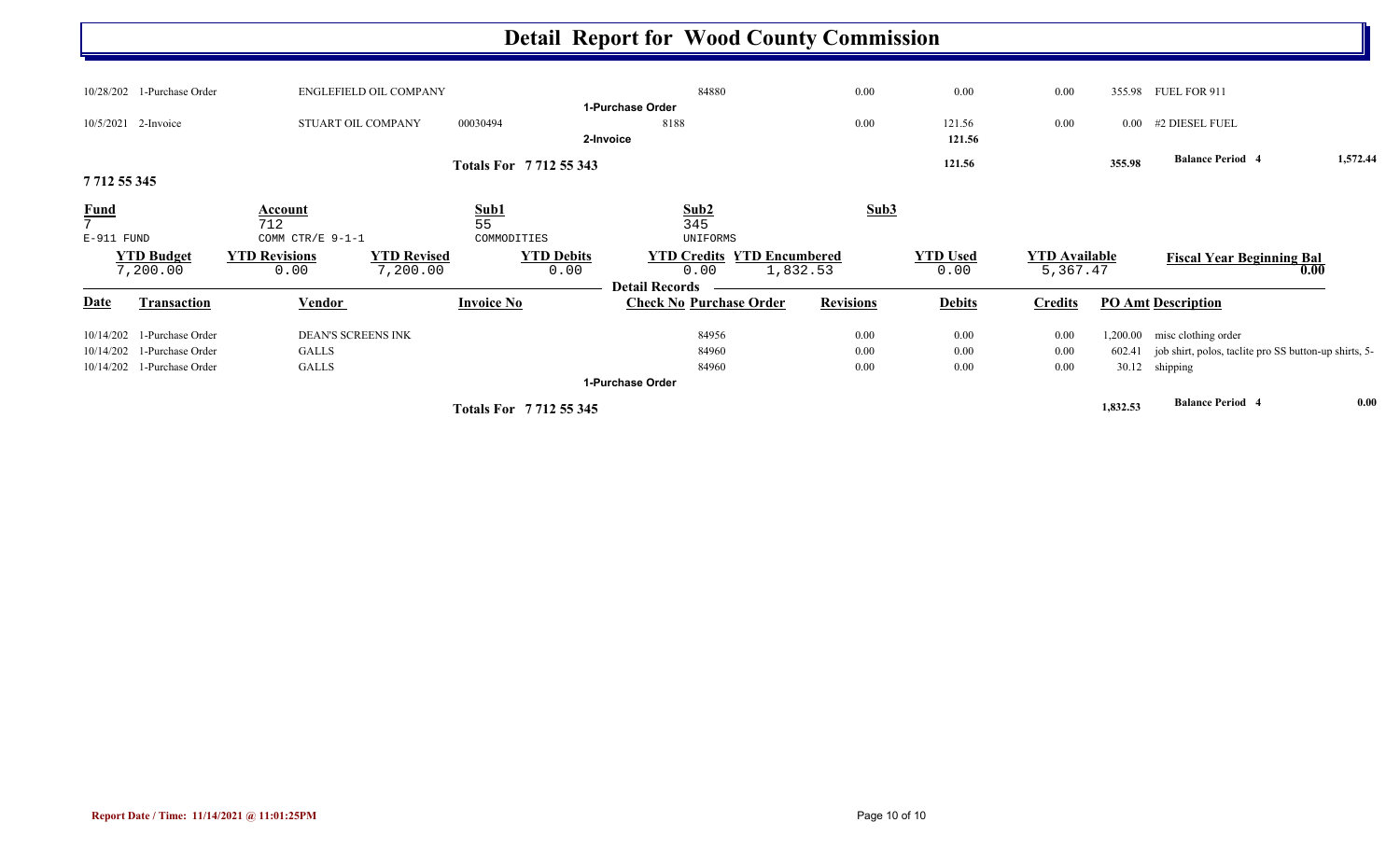# Detail Report for Wood County Commission

| Date | Transaction | Vendor | Invoice No | Check No Purchase Order | Revisions | Debits | Credits | PO Amt | Description | |
|---|---|---|---|---|---|---|---|---|---|---|
| 10/28/202 | 1-Purchase Order | ENGLEFIELD OIL COMPANY | | 84880 | 0.00 | 0.00 | 0.00 | 355.98 | FUEL FOR 911 | |
| | | | | 1-Purchase Order | | | | | | |
| 10/5/2021 | 2-Invoice | STUART OIL COMPANY | 00030494 | 8188 | 0.00 | 121.56 | 0.00 | 0.00 | #2 DIESEL FUEL | |
| | | | | 2-Invoice | | 121.56 | | | | |
| | | | Totals For 7 712 55 343 | | | 121.56 | | 355.98 | Balance Period 4 | 1,572.44 |

**7 712 55 345**

| Fund | Account | Sub1 | Sub2 | Sub3 |
|---|---|---|---|---|
| 7 | 712 | 55 | 345 | |
| E-911 FUND | COMM CTR/E 9-1-1 | COMMODITIES | UNIFORMS | |

| YTD Budget | YTD Revisions | YTD Revised | YTD Debits | YTD Credits | YTD Encumbered | YTD Used | YTD Available | Fiscal Year Beginning Bal |
|---|---|---|---|---|---|---|---|---|
| 7,200.00 | 0.00 | 7,200.00 | 0.00 | 0.00 | 1,832.53 | 0.00 | 5,367.47 | 0.00 |

Detail Records

| Date | Transaction | Vendor | Invoice No | Check No Purchase Order | Revisions | Debits | Credits | PO Amt | Description | |
|---|---|---|---|---|---|---|---|---|---|---|
| 10/14/202 | 1-Purchase Order | DEAN'S SCREENS INK | | 84956 | 0.00 | 0.00 | 0.00 | 1,200.00 | misc clothing order | |
| 10/14/202 | 1-Purchase Order | GALLS | | 84960 | 0.00 | 0.00 | 0.00 | 602.41 | job shirt, polos, taclite pro SS button-up shirts, 5- | |
| 10/14/202 | 1-Purchase Order | GALLS | | 84960 | 0.00 | 0.00 | 0.00 | 30.12 | shipping | |
| | | | | 1-Purchase Order | | | | | | |
| | | | Totals For 7 712 55 345 | | | | | 1,832.53 | Balance Period 4 | 0.00 |

Report Date / Time: 11/14/2021 @ 11:01:25PM